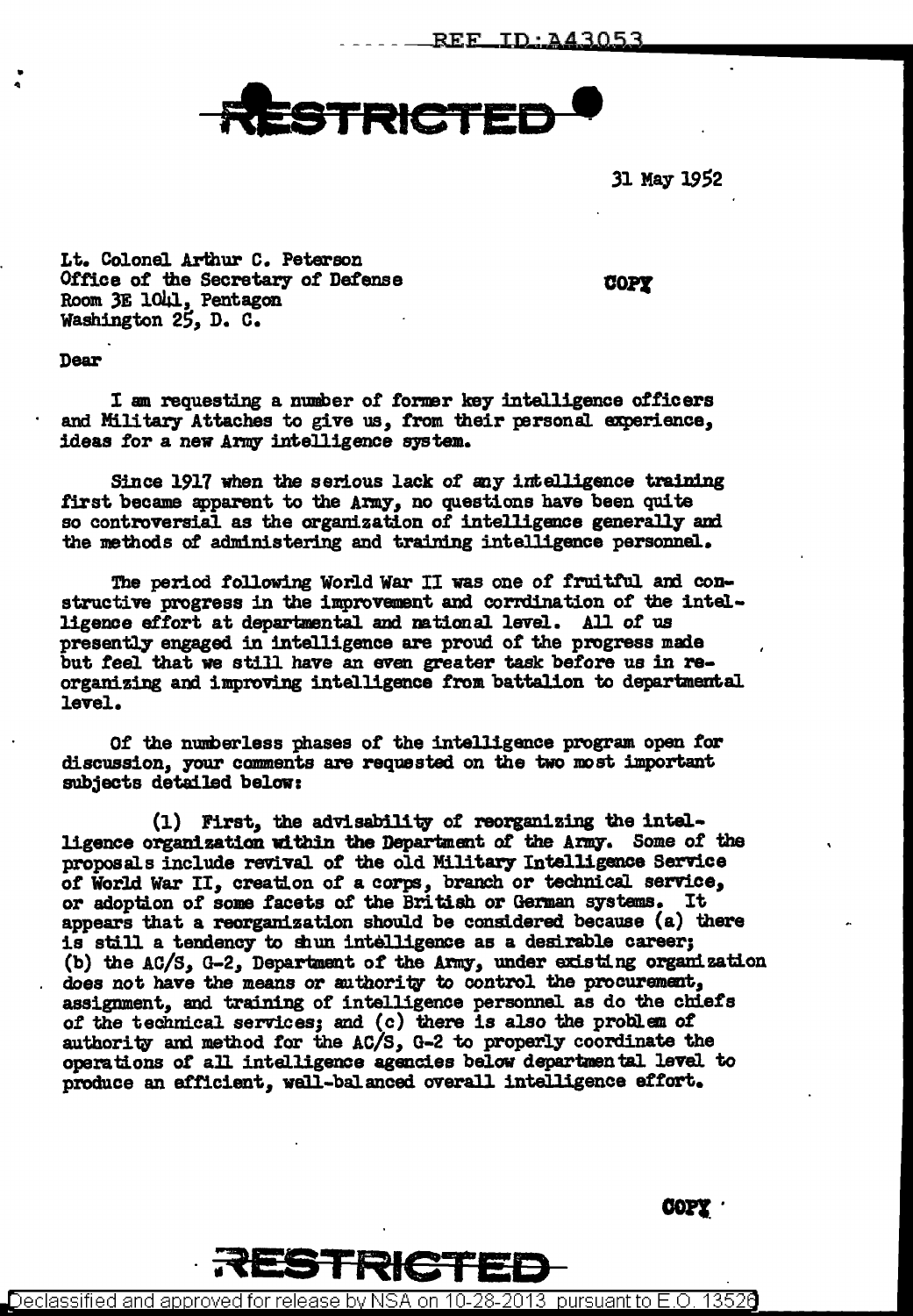RESTRICTED

31 May 1952

Lt. Colonel Arthur C. Peterson
Office of the Secretary of Defense
Room 3E 1041, Pentagon
Washington 25, D. C.

COPY

Dear

I am requesting a number of former key intelligence officers and Military Attaches to give us, from their personal experience, ideas for a new Army intelligence system.

Since 1917 when the serious lack of any intelligence training first became apparent to the Army, no questions have been quite so controversial as the organization of intelligence generally and the methods of administering and training intelligence personnel.

The period following World War II was one of fruitful and constructive progress in the improvement and corrdination of the intelligence effort at departmental and national level. All of us presently engaged in intelligence are proud of the progress made but feel that we still have an even greater task before us in reorganizing and improving intelligence from battalion to departmental level.

Of the numberless phases of the intelligence program open for discussion, your comments are requested on the two most important subjects detailed below:

(1) First, the advisability of reorganizing the intelligence organization within the Department of the Army. Some of the proposals include revival of the old Military Intelligence Service of World War II, creation of a corps, branch or technical service, or adoption of some facets of the British or German systems. It appears that a reorganization should be considered because (a) there is still a tendency to shun intelligence as a desirable career; (b) the AC/S, G-2, Department of the Army, under existing organization does not have the means or authority to control the procurement, assignment, and training of intelligence personnel as do the chiefs of the technical services; and (c) there is also the problem of authority and method for the AC/S, G-2 to properly coordinate the operations of all intelligence agencies below departmental level to produce an efficient, well-balanced overall intelligence effort.

COPY

RESTRICTED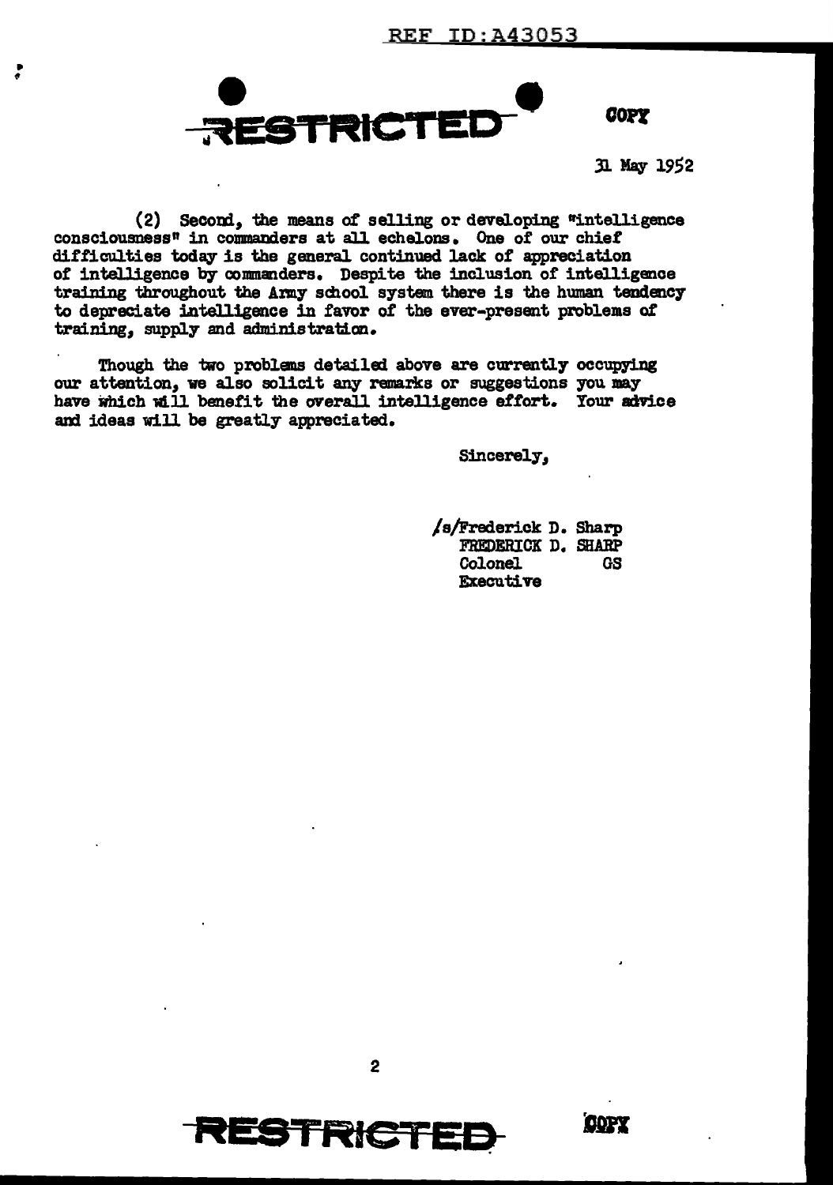RESTRICTED

COPY

31 May 1952

(2) Second, the means of selling or developing "intelligence consciousness" in commanders at all echelons. One of our chief difficulties today is the general continued lack of appreciation of intelligence by commanders. Despite the inclusion of intelligence training throughout the Army school system there is the human tendency to depreciate intelligence in favor of the ever-present problems of training, supply and administration.

Though the two problems detailed above are currently occupying our attention, we also solicit any remarks or suggestions you may have which will benefit the overall intelligence effort. Your advice and ideas will be greatly appreciated.

Sincerely,

/s/Frederick D. Sharp
FREDERICK D. SHARP
Colonel GS
Executive

RESTRICTED

COPY